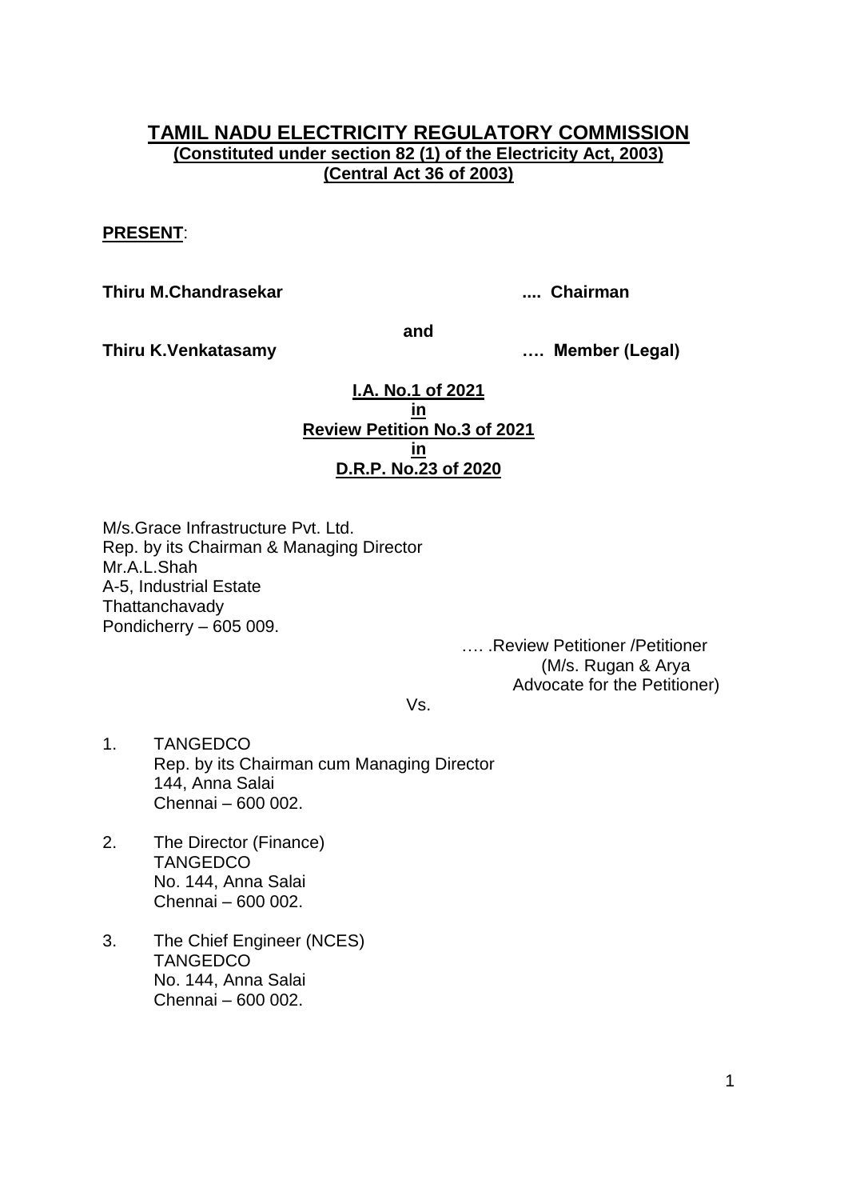# TAMIL NADU ELECTRICITY REGULATORY COMMISSION

**(Constituted under section 82 (1) of the Electricity Act, 2003)**
**(Central Act 36 of 2003)**

**PRESENT**:

**Thiru M.Chandrasekar** .... **Chairman**

**and**

**Thiru K.Venkatasamy** …. **Member (Legal)**

**I.A. No.1 of 2021**
**in**
**Review Petition No.3 of 2021**
**in**
**D.R.P. No.23 of 2020**

M/s.Grace Infrastructure Pvt. Ltd.
Rep. by its Chairman & Managing Director
Mr.A.L.Shah
A-5, Industrial Estate
Thattanchavady
Pondicherry – 605 009.

…. .Review Petitioner /Petitioner
(M/s. Rugan & Arya
Advocate for the Petitioner)

Vs.

1. TANGEDCO
   Rep. by its Chairman cum Managing Director
   144, Anna Salai
   Chennai – 600 002.

2. The Director (Finance)
   TANGEDCO
   No. 144, Anna Salai
   Chennai – 600 002.

3. The Chief Engineer (NCES)
   TANGEDCO
   No. 144, Anna Salai
   Chennai – 600 002.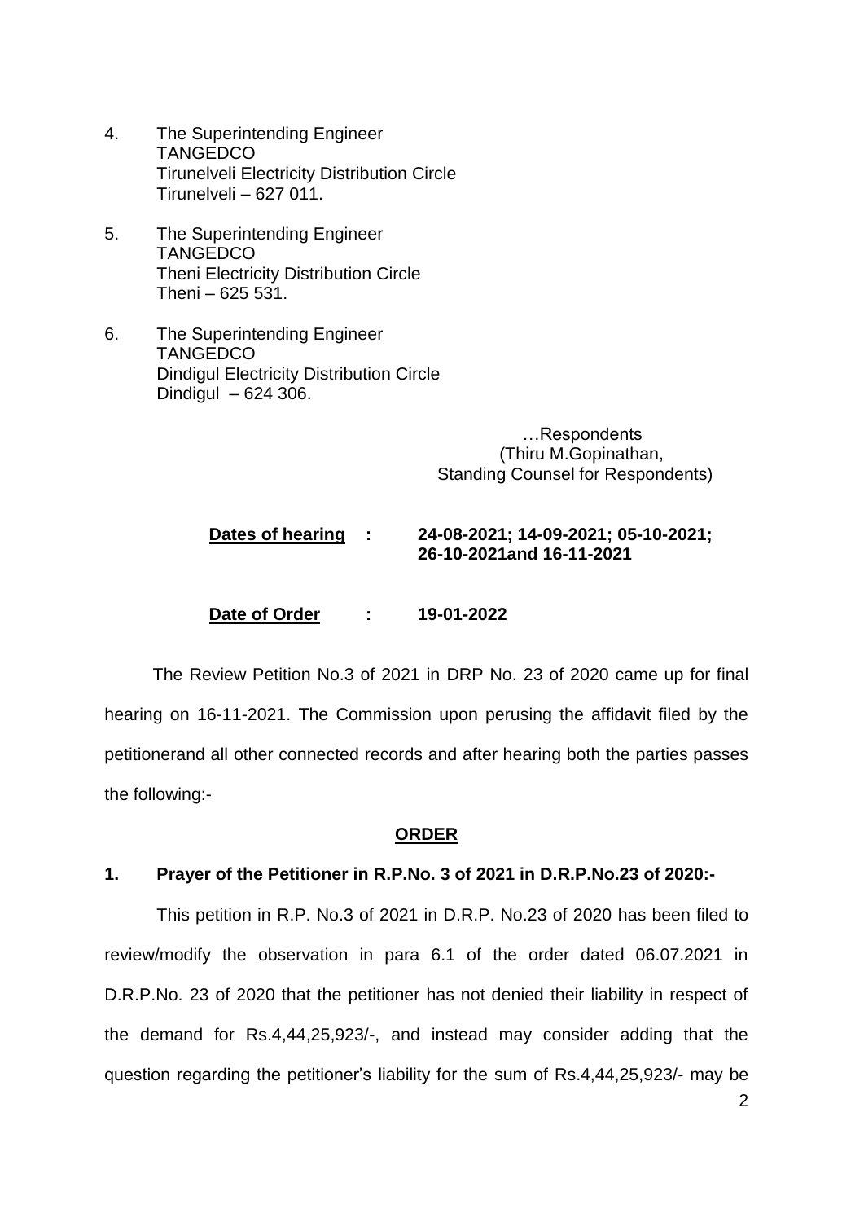4. The Superintending Engineer
   TANGEDCO
   Tirunelveli Electricity Distribution Circle
   Tirunelveli – 627 011.

5. The Superintending Engineer
   TANGEDCO
   Theni Electricity Distribution Circle
   Theni – 625 531.

6. The Superintending Engineer
   TANGEDCO
   Dindigul Electricity Distribution Circle
   Dindigul – 624 306.

…Respondents
(Thiru M.Gopinathan,
Standing Counsel for Respondents)

**Dates of hearing : 24-08-2021; 14-09-2021; 05-10-2021; 26-10-2021and 16-11-2021**

**Date of Order : 19-01-2022**

The Review Petition No.3 of 2021 in DRP No. 23 of 2020 came up for final hearing on 16-11-2021. The Commission upon perusing the affidavit filed by the petitionerand all other connected records and after hearing both the parties passes the following:-

**ORDER**

**1. Prayer of the Petitioner in R.P.No. 3 of 2021 in D.R.P.No.23 of 2020:-**

This petition in R.P. No.3 of 2021 in D.R.P. No.23 of 2020 has been filed to review/modify the observation in para 6.1 of the order dated 06.07.2021 in D.R.P.No. 23 of 2020 that the petitioner has not denied their liability in respect of the demand for Rs.4,44,25,923/-, and instead may consider adding that the question regarding the petitioner's liability for the sum of Rs.4,44,25,923/- may be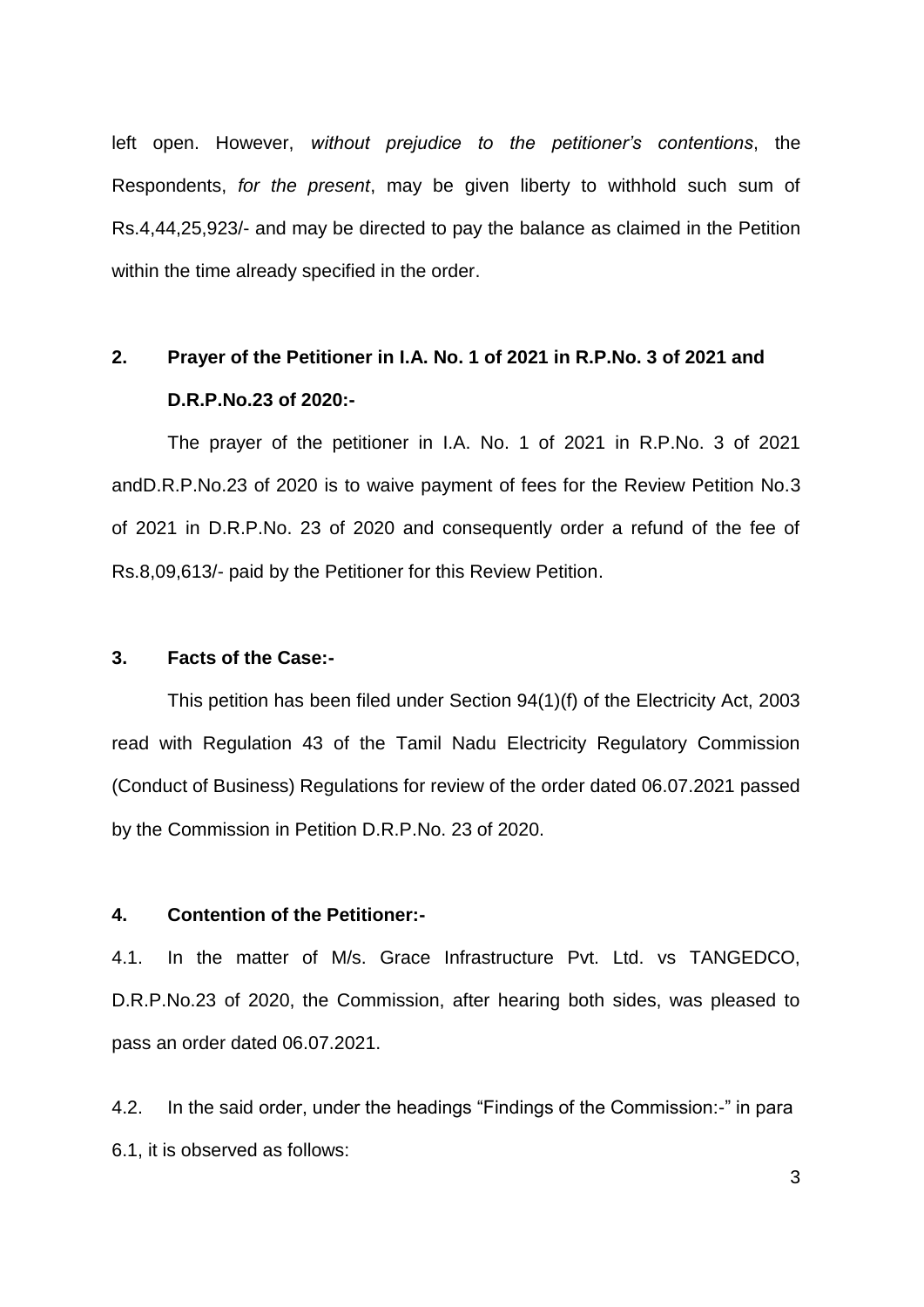left open. However, *without prejudice to the petitioner's contentions*, the Respondents, *for the present*, may be given liberty to withhold such sum of Rs.4,44,25,923/- and may be directed to pay the balance as claimed in the Petition within the time already specified in the order.

## 2. Prayer of the Petitioner in I.A. No. 1 of 2021 in R.P.No. 3 of 2021 and D.R.P.No.23 of 2020:-

The prayer of the petitioner in I.A. No. 1 of 2021 in R.P.No. 3 of 2021 andD.R.P.No.23 of 2020 is to waive payment of fees for the Review Petition No.3 of 2021 in D.R.P.No. 23 of 2020 and consequently order a refund of the fee of Rs.8,09,613/- paid by the Petitioner for this Review Petition.

## 3. Facts of the Case:-

This petition has been filed under Section 94(1)(f) of the Electricity Act, 2003 read with Regulation 43 of the Tamil Nadu Electricity Regulatory Commission (Conduct of Business) Regulations for review of the order dated 06.07.2021 passed by the Commission in Petition D.R.P.No. 23 of 2020.

## 4. Contention of the Petitioner:-

4.1. In the matter of M/s. Grace Infrastructure Pvt. Ltd. vs TANGEDCO, D.R.P.No.23 of 2020, the Commission, after hearing both sides, was pleased to pass an order dated 06.07.2021.

4.2. In the said order, under the headings "Findings of the Commission:-" in para 6.1, it is observed as follows: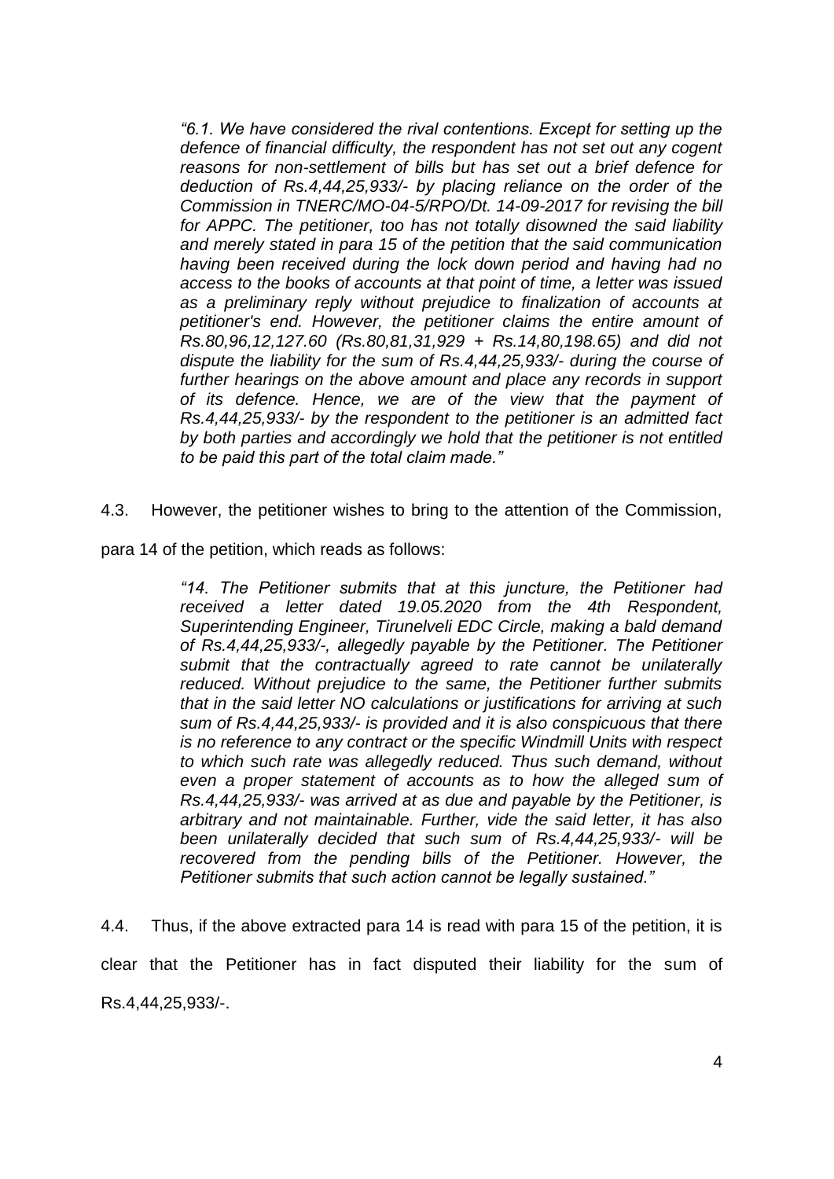> *"6.1. We have considered the rival contentions. Except for setting up the defence of financial difficulty, the respondent has not set out any cogent reasons for non-settlement of bills but has set out a brief defence for deduction of Rs.4,44,25,933/- by placing reliance on the order of the Commission in TNERC/MO-04-5/RPO/Dt. 14-09-2017 for revising the bill for APPC. The petitioner, too has not totally disowned the said liability and merely stated in para 15 of the petition that the said communication having been received during the lock down period and having had no access to the books of accounts at that point of time, a letter was issued as a preliminary reply without prejudice to finalization of accounts at petitioner's end. However, the petitioner claims the entire amount of Rs.80,96,12,127.60 (Rs.80,81,31,929 + Rs.14,80,198.65) and did not dispute the liability for the sum of Rs.4,44,25,933/- during the course of further hearings on the above amount and place any records in support of its defence. Hence, we are of the view that the payment of Rs.4,44,25,933/- by the respondent to the petitioner is an admitted fact by both parties and accordingly we hold that the petitioner is not entitled to be paid this part of the total claim made."*

4.3. However, the petitioner wishes to bring to the attention of the Commission, para 14 of the petition, which reads as follows:

> *"14. The Petitioner submits that at this juncture, the Petitioner had received a letter dated 19.05.2020 from the 4th Respondent, Superintending Engineer, Tirunelveli EDC Circle, making a bald demand of Rs.4,44,25,933/-, allegedly payable by the Petitioner. The Petitioner submit that the contractually agreed to rate cannot be unilaterally reduced. Without prejudice to the same, the Petitioner further submits that in the said letter NO calculations or justifications for arriving at such sum of Rs.4,44,25,933/- is provided and it is also conspicuous that there is no reference to any contract or the specific Windmill Units with respect to which such rate was allegedly reduced. Thus such demand, without even a proper statement of accounts as to how the alleged sum of Rs.4,44,25,933/- was arrived at as due and payable by the Petitioner, is arbitrary and not maintainable. Further, vide the said letter, it has also been unilaterally decided that such sum of Rs.4,44,25,933/- will be recovered from the pending bills of the Petitioner. However, the Petitioner submits that such action cannot be legally sustained."*

4.4. Thus, if the above extracted para 14 is read with para 15 of the petition, it is clear that the Petitioner has in fact disputed their liability for the sum of Rs.4,44,25,933/-.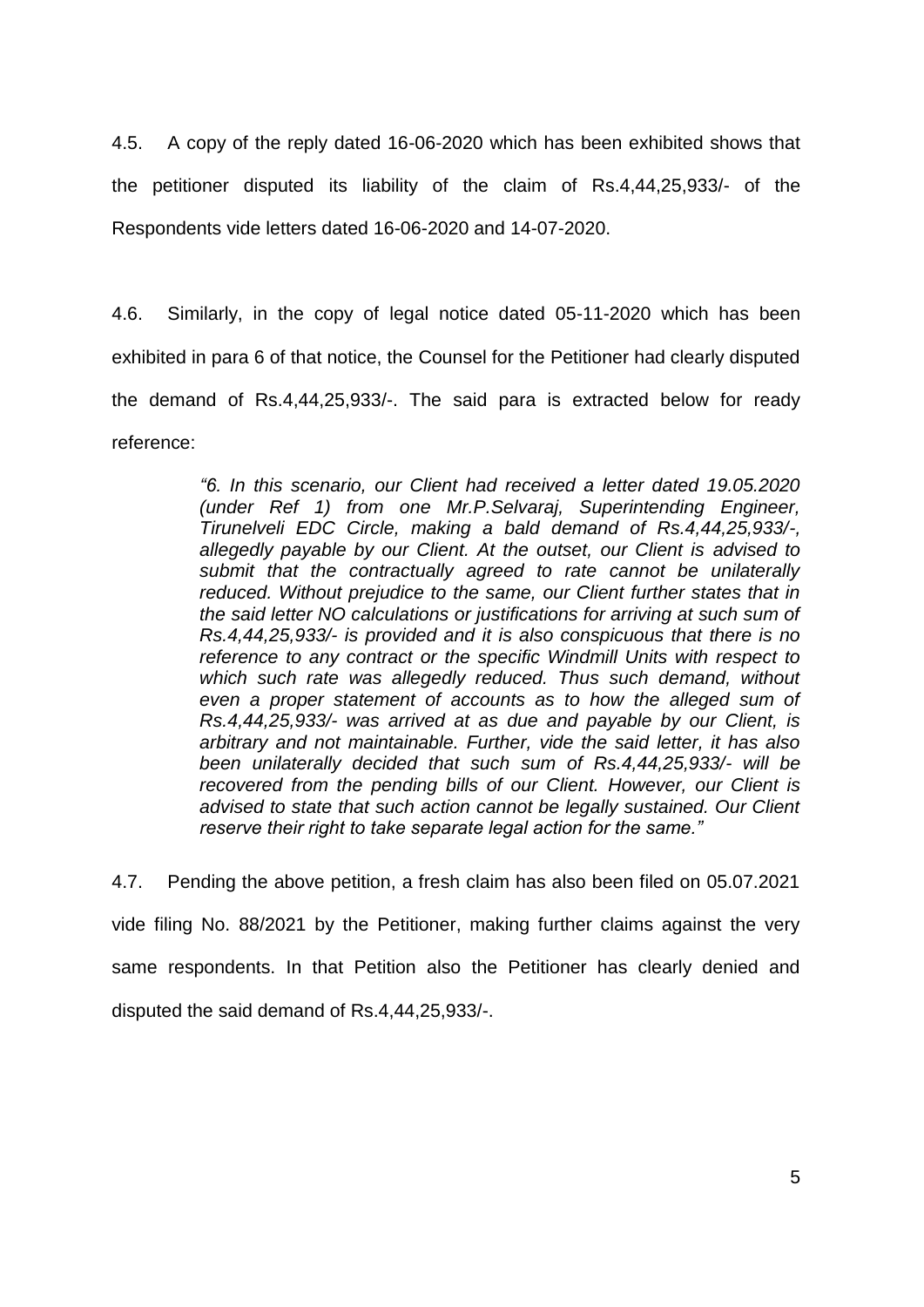4.5. A copy of the reply dated 16-06-2020 which has been exhibited shows that the petitioner disputed its liability of the claim of Rs.4,44,25,933/- of the Respondents vide letters dated 16-06-2020 and 14-07-2020.

4.6. Similarly, in the copy of legal notice dated 05-11-2020 which has been exhibited in para 6 of that notice, the Counsel for the Petitioner had clearly disputed the demand of Rs.4,44,25,933/-. The said para is extracted below for ready reference:

> *"6. In this scenario, our Client had received a letter dated 19.05.2020 (under Ref 1) from one Mr.P.Selvaraj, Superintending Engineer, Tirunelveli EDC Circle, making a bald demand of Rs.4,44,25,933/-, allegedly payable by our Client. At the outset, our Client is advised to submit that the contractually agreed to rate cannot be unilaterally reduced. Without prejudice to the same, our Client further states that in the said letter NO calculations or justifications for arriving at such sum of Rs.4,44,25,933/- is provided and it is also conspicuous that there is no reference to any contract or the specific Windmill Units with respect to which such rate was allegedly reduced. Thus such demand, without even a proper statement of accounts as to how the alleged sum of Rs.4,44,25,933/- was arrived at as due and payable by our Client, is arbitrary and not maintainable. Further, vide the said letter, it has also been unilaterally decided that such sum of Rs.4,44,25,933/- will be recovered from the pending bills of our Client. However, our Client is advised to state that such action cannot be legally sustained. Our Client reserve their right to take separate legal action for the same."*

4.7. Pending the above petition, a fresh claim has also been filed on 05.07.2021 vide filing No. 88/2021 by the Petitioner, making further claims against the very same respondents. In that Petition also the Petitioner has clearly denied and disputed the said demand of Rs.4,44,25,933/-.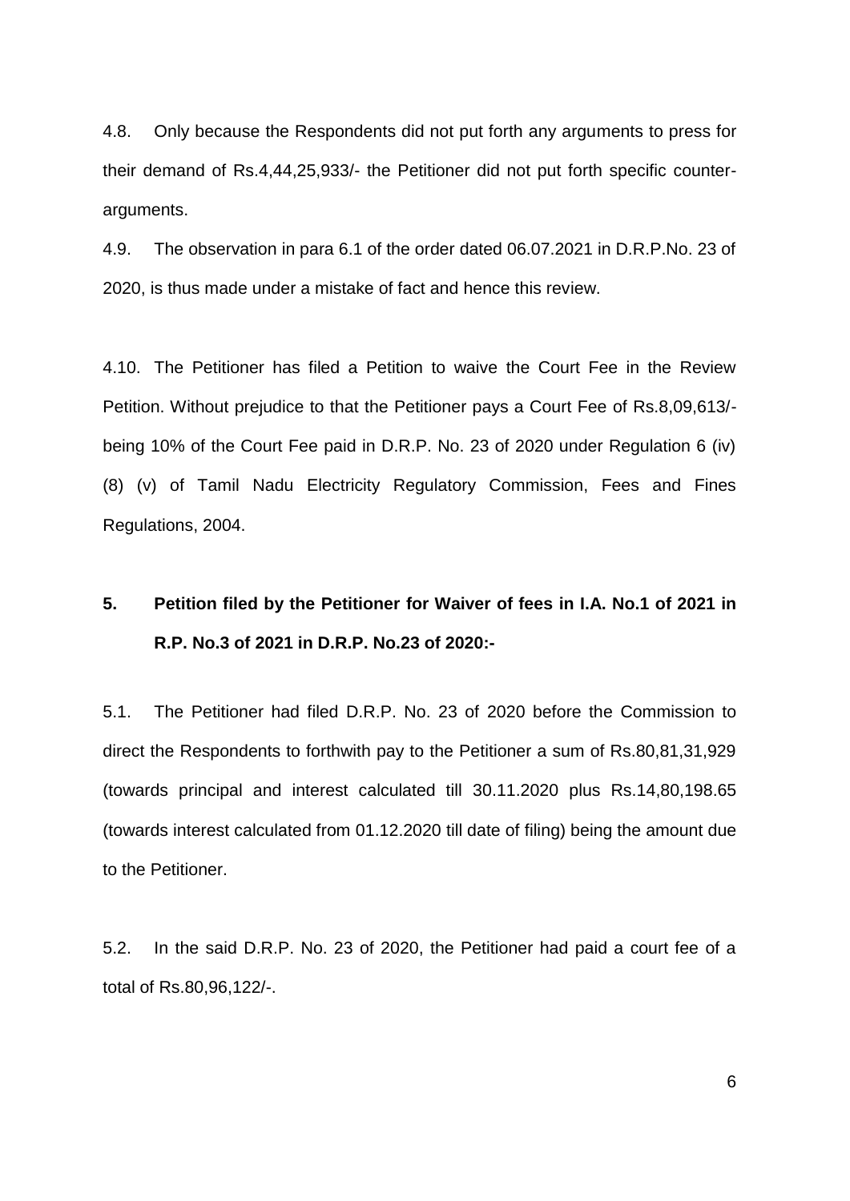4.8. Only because the Respondents did not put forth any arguments to press for their demand of Rs.4,44,25,933/- the Petitioner did not put forth specific counter-arguments.

4.9. The observation in para 6.1 of the order dated 06.07.2021 in D.R.P.No. 23 of 2020, is thus made under a mistake of fact and hence this review.

4.10. The Petitioner has filed a Petition to waive the Court Fee in the Review Petition. Without prejudice to that the Petitioner pays a Court Fee of Rs.8,09,613/- being 10% of the Court Fee paid in D.R.P. No. 23 of 2020 under Regulation 6 (iv) (8) (v) of Tamil Nadu Electricity Regulatory Commission, Fees and Fines Regulations, 2004.

## 5. Petition filed by the Petitioner for Waiver of fees in I.A. No.1 of 2021 in R.P. No.3 of 2021 in D.R.P. No.23 of 2020:-

5.1. The Petitioner had filed D.R.P. No. 23 of 2020 before the Commission to direct the Respondents to forthwith pay to the Petitioner a sum of Rs.80,81,31,929 (towards principal and interest calculated till 30.11.2020 plus Rs.14,80,198.65 (towards interest calculated from 01.12.2020 till date of filing) being the amount due to the Petitioner.

5.2. In the said D.R.P. No. 23 of 2020, the Petitioner had paid a court fee of a total of Rs.80,96,122/-.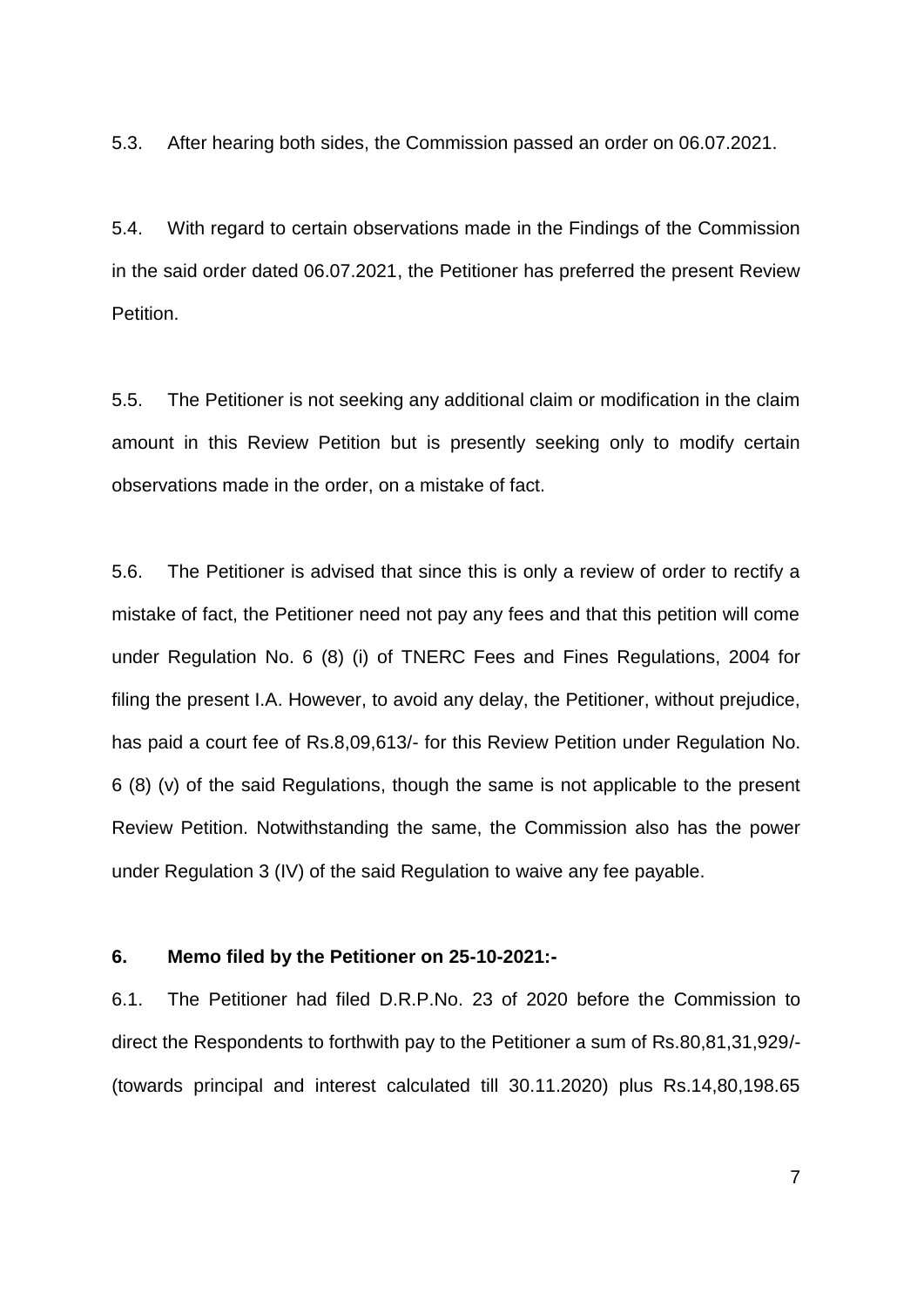5.3. After hearing both sides, the Commission passed an order on 06.07.2021.

5.4. With regard to certain observations made in the Findings of the Commission in the said order dated 06.07.2021, the Petitioner has preferred the present Review Petition.

5.5. The Petitioner is not seeking any additional claim or modification in the claim amount in this Review Petition but is presently seeking only to modify certain observations made in the order, on a mistake of fact.

5.6. The Petitioner is advised that since this is only a review of order to rectify a mistake of fact, the Petitioner need not pay any fees and that this petition will come under Regulation No. 6 (8) (i) of TNERC Fees and Fines Regulations, 2004 for filing the present I.A. However, to avoid any delay, the Petitioner, without prejudice, has paid a court fee of Rs.8,09,613/- for this Review Petition under Regulation No. 6 (8) (v) of the said Regulations, though the same is not applicable to the present Review Petition. Notwithstanding the same, the Commission also has the power under Regulation 3 (IV) of the said Regulation to waive any fee payable.

**6. Memo filed by the Petitioner on 25-10-2021:-**

6.1. The Petitioner had filed D.R.P.No. 23 of 2020 before the Commission to direct the Respondents to forthwith pay to the Petitioner a sum of Rs.80,81,31,929/- (towards principal and interest calculated till 30.11.2020) plus Rs.14,80,198.65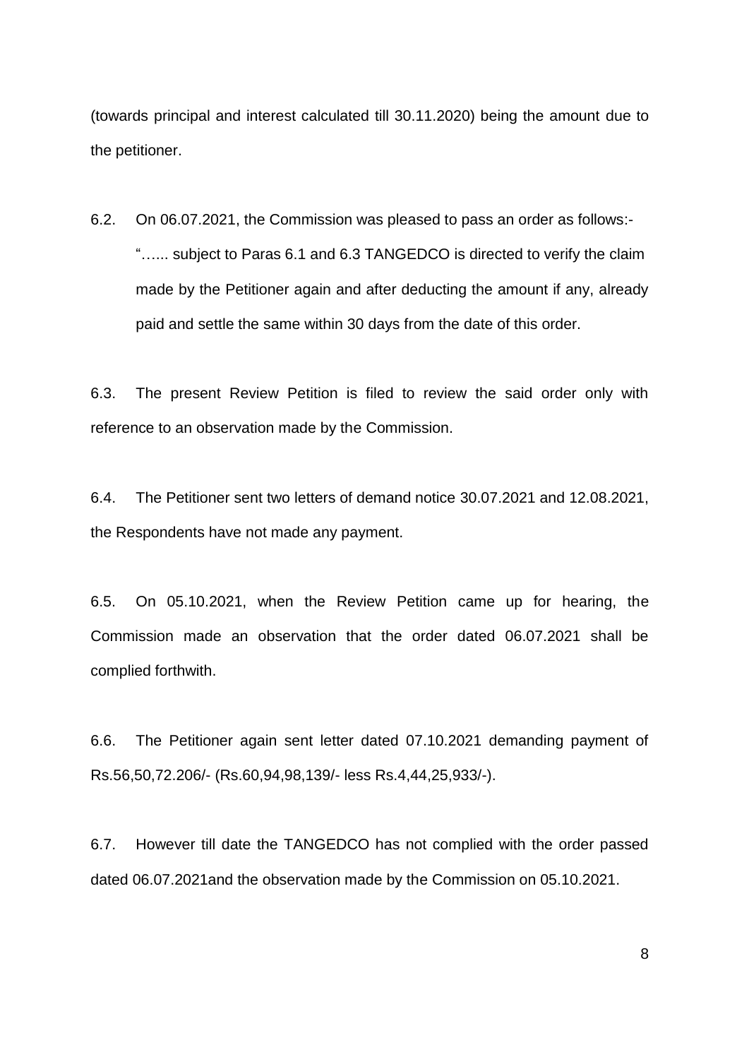(towards principal and interest calculated till 30.11.2020) being the amount due to the petitioner.

6.2. On 06.07.2021, the Commission was pleased to pass an order as follows:-

> "…... subject to Paras 6.1 and 6.3 TANGEDCO is directed to verify the claim made by the Petitioner again and after deducting the amount if any, already paid and settle the same within 30 days from the date of this order.

6.3. The present Review Petition is filed to review the said order only with reference to an observation made by the Commission.

6.4. The Petitioner sent two letters of demand notice 30.07.2021 and 12.08.2021, the Respondents have not made any payment.

6.5. On 05.10.2021, when the Review Petition came up for hearing, the Commission made an observation that the order dated 06.07.2021 shall be complied forthwith.

6.6. The Petitioner again sent letter dated 07.10.2021 demanding payment of Rs.56,50,72.206/- (Rs.60,94,98,139/- less Rs.4,44,25,933/-).

6.7. However till date the TANGEDCO has not complied with the order passed dated 06.07.2021and the observation made by the Commission on 05.10.2021.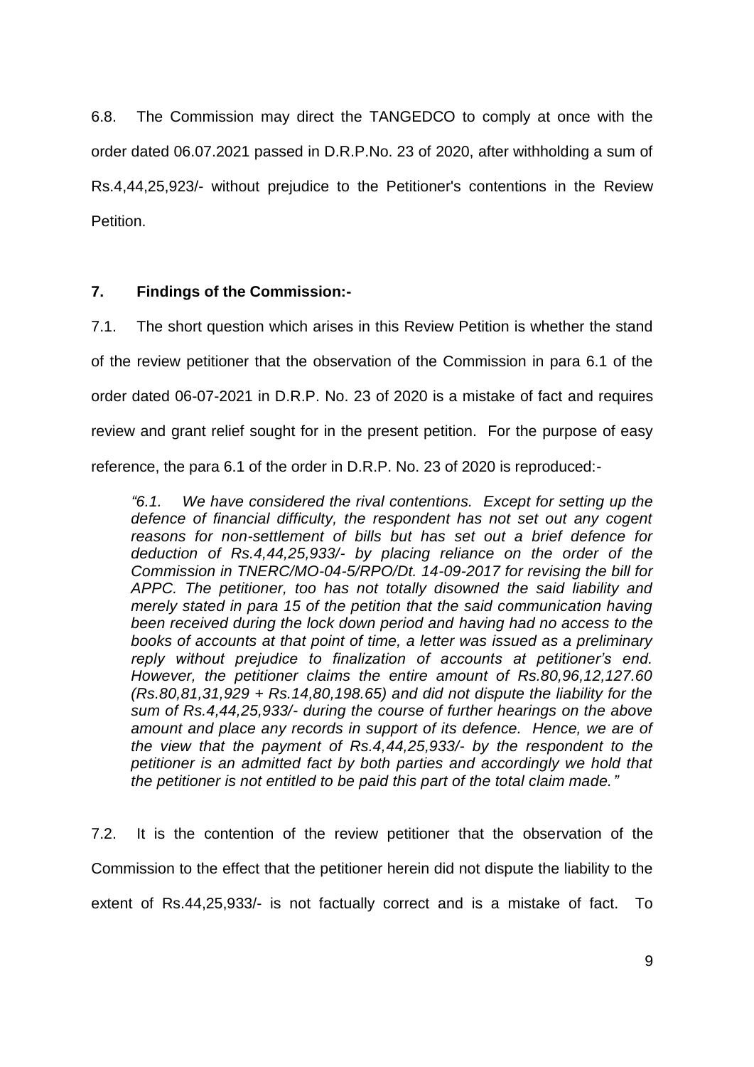6.8. The Commission may direct the TANGEDCO to comply at once with the order dated 06.07.2021 passed in D.R.P.No. 23 of 2020, after withholding a sum of Rs.4,44,25,923/- without prejudice to the Petitioner's contentions in the Review Petition.

**7. Findings of the Commission:-**

7.1. The short question which arises in this Review Petition is whether the stand of the review petitioner that the observation of the Commission in para 6.1 of the order dated 06-07-2021 in D.R.P. No. 23 of 2020 is a mistake of fact and requires review and grant relief sought for in the present petition. For the purpose of easy reference, the para 6.1 of the order in D.R.P. No. 23 of 2020 is reproduced:-

> *"6.1. We have considered the rival contentions. Except for setting up the defence of financial difficulty, the respondent has not set out any cogent reasons for non-settlement of bills but has set out a brief defence for deduction of Rs.4,44,25,933/- by placing reliance on the order of the Commission in TNERC/MO-04-5/RPO/Dt. 14-09-2017 for revising the bill for APPC. The petitioner, too has not totally disowned the said liability and merely stated in para 15 of the petition that the said communication having been received during the lock down period and having had no access to the books of accounts at that point of time, a letter was issued as a preliminary reply without prejudice to finalization of accounts at petitioner's end. However, the petitioner claims the entire amount of Rs.80,96,12,127.60 (Rs.80,81,31,929 + Rs.14,80,198.65) and did not dispute the liability for the sum of Rs.4,44,25,933/- during the course of further hearings on the above amount and place any records in support of its defence. Hence, we are of the view that the payment of Rs.4,44,25,933/- by the respondent to the petitioner is an admitted fact by both parties and accordingly we hold that the petitioner is not entitled to be paid this part of the total claim made."*

7.2. It is the contention of the review petitioner that the observation of the Commission to the effect that the petitioner herein did not dispute the liability to the extent of Rs.44,25,933/- is not factually correct and is a mistake of fact. To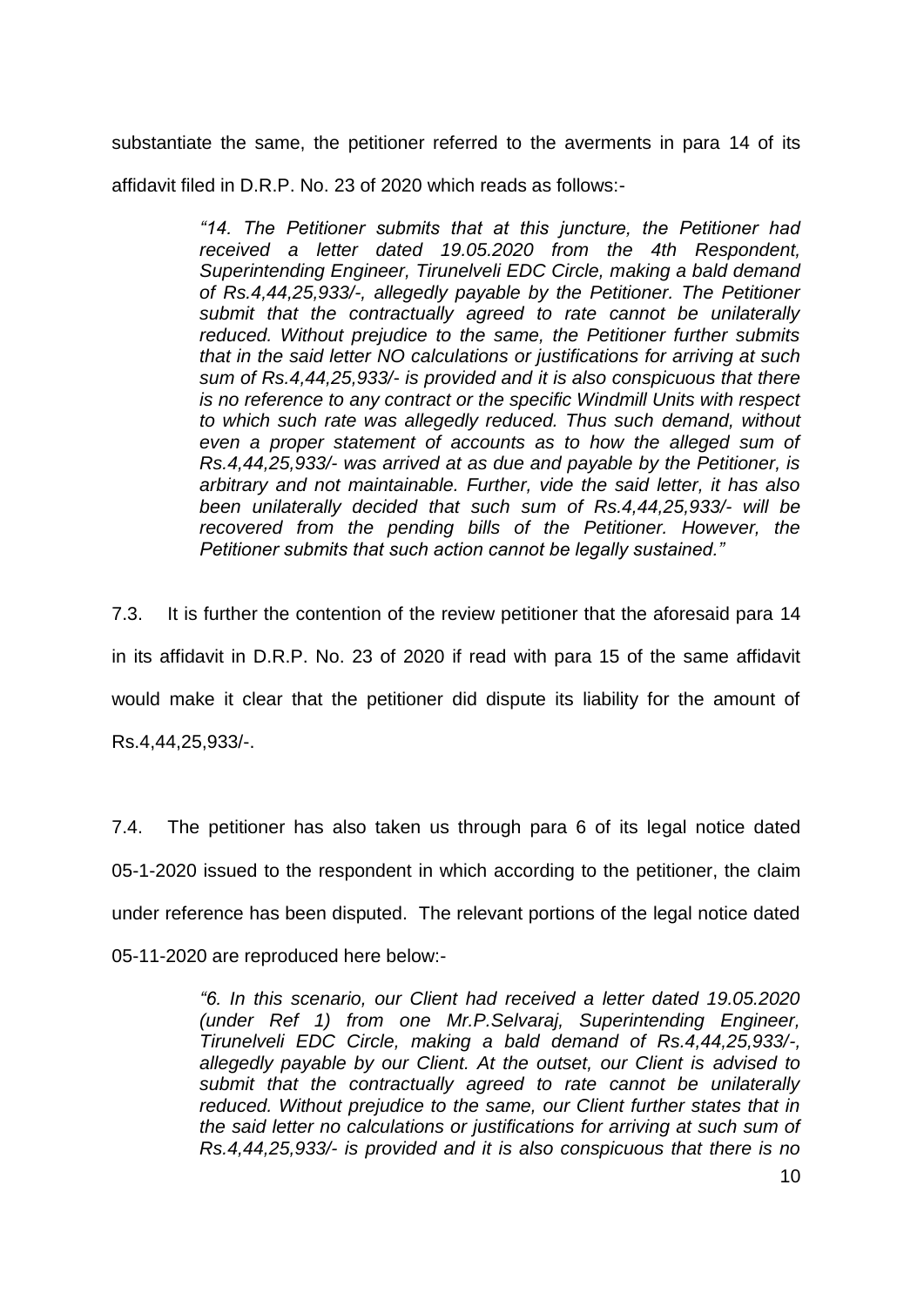substantiate the same, the petitioner referred to the averments in para 14 of its affidavit filed in D.R.P. No. 23 of 2020 which reads as follows:-

> *"14. The Petitioner submits that at this juncture, the Petitioner had received a letter dated 19.05.2020 from the 4th Respondent, Superintending Engineer, Tirunelveli EDC Circle, making a bald demand of Rs.4,44,25,933/-, allegedly payable by the Petitioner. The Petitioner submit that the contractually agreed to rate cannot be unilaterally reduced. Without prejudice to the same, the Petitioner further submits that in the said letter NO calculations or justifications for arriving at such sum of Rs.4,44,25,933/- is provided and it is also conspicuous that there is no reference to any contract or the specific Windmill Units with respect to which such rate was allegedly reduced. Thus such demand, without even a proper statement of accounts as to how the alleged sum of Rs.4,44,25,933/- was arrived at as due and payable by the Petitioner, is arbitrary and not maintainable. Further, vide the said letter, it has also been unilaterally decided that such sum of Rs.4,44,25,933/- will be recovered from the pending bills of the Petitioner. However, the Petitioner submits that such action cannot be legally sustained."*

7.3. It is further the contention of the review petitioner that the aforesaid para 14 in its affidavit in D.R.P. No. 23 of 2020 if read with para 15 of the same affidavit would make it clear that the petitioner did dispute its liability for the amount of Rs.4,44,25,933/-.

7.4. The petitioner has also taken us through para 6 of its legal notice dated 05-1-2020 issued to the respondent in which according to the petitioner, the claim under reference has been disputed. The relevant portions of the legal notice dated 05-11-2020 are reproduced here below:-

> *"6. In this scenario, our Client had received a letter dated 19.05.2020 (under Ref 1) from one Mr.P.Selvaraj, Superintending Engineer, Tirunelveli EDC Circle, making a bald demand of Rs.4,44,25,933/-, allegedly payable by our Client. At the outset, our Client is advised to submit that the contractually agreed to rate cannot be unilaterally reduced. Without prejudice to the same, our Client further states that in the said letter no calculations or justifications for arriving at such sum of Rs.4,44,25,933/- is provided and it is also conspicuous that there is no*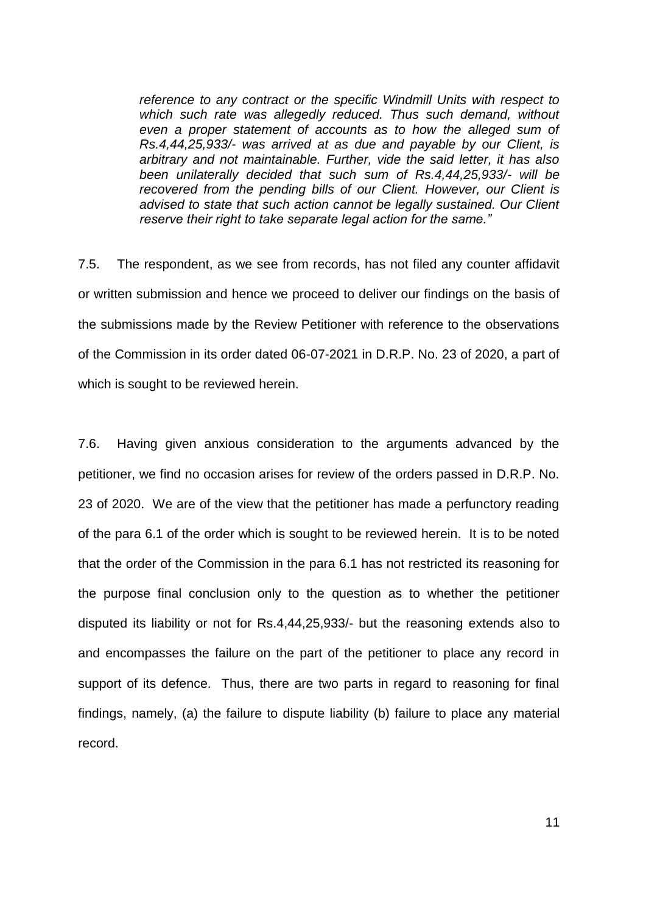*reference to any contract or the specific Windmill Units with respect to which such rate was allegedly reduced. Thus such demand, without even a proper statement of accounts as to how the alleged sum of Rs.4,44,25,933/- was arrived at as due and payable by our Client, is arbitrary and not maintainable. Further, vide the said letter, it has also been unilaterally decided that such sum of Rs.4,44,25,933/- will be recovered from the pending bills of our Client. However, our Client is advised to state that such action cannot be legally sustained. Our Client reserve their right to take separate legal action for the same."*

7.5. The respondent, as we see from records, has not filed any counter affidavit or written submission and hence we proceed to deliver our findings on the basis of the submissions made by the Review Petitioner with reference to the observations of the Commission in its order dated 06-07-2021 in D.R.P. No. 23 of 2020, a part of which is sought to be reviewed herein.

7.6. Having given anxious consideration to the arguments advanced by the petitioner, we find no occasion arises for review of the orders passed in D.R.P. No. 23 of 2020. We are of the view that the petitioner has made a perfunctory reading of the para 6.1 of the order which is sought to be reviewed herein. It is to be noted that the order of the Commission in the para 6.1 has not restricted its reasoning for the purpose final conclusion only to the question as to whether the petitioner disputed its liability or not for Rs.4,44,25,933/- but the reasoning extends also to and encompasses the failure on the part of the petitioner to place any record in support of its defence. Thus, there are two parts in regard to reasoning for final findings, namely, (a) the failure to dispute liability (b) failure to place any material record.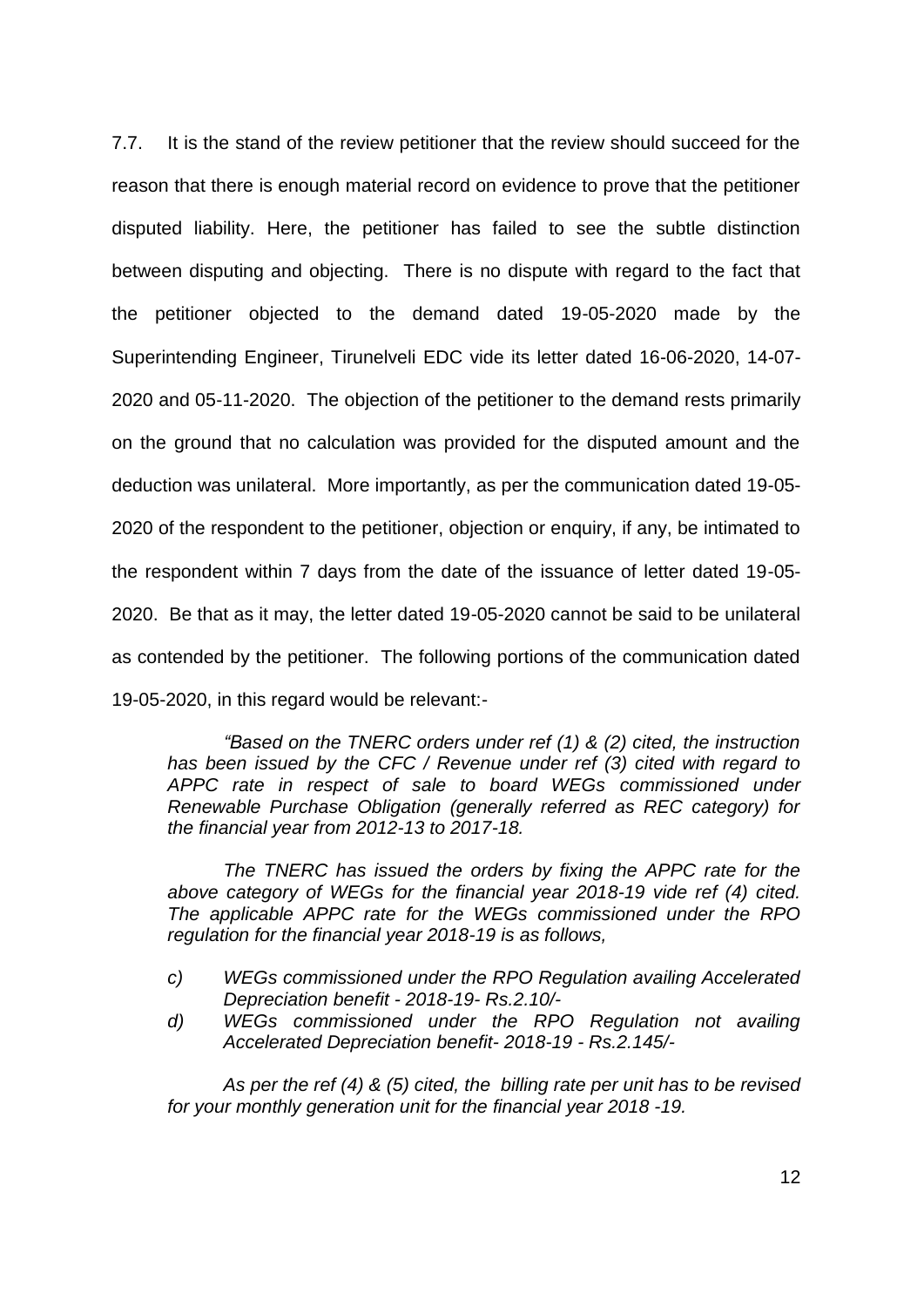7.7. It is the stand of the review petitioner that the review should succeed for the reason that there is enough material record on evidence to prove that the petitioner disputed liability. Here, the petitioner has failed to see the subtle distinction between disputing and objecting. There is no dispute with regard to the fact that the petitioner objected to the demand dated 19-05-2020 made by the Superintending Engineer, Tirunelveli EDC vide its letter dated 16-06-2020, 14-07-2020 and 05-11-2020. The objection of the petitioner to the demand rests primarily on the ground that no calculation was provided for the disputed amount and the deduction was unilateral. More importantly, as per the communication dated 19-05-2020 of the respondent to the petitioner, objection or enquiry, if any, be intimated to the respondent within 7 days from the date of the issuance of letter dated 19-05-2020. Be that as it may, the letter dated 19-05-2020 cannot be said to be unilateral as contended by the petitioner. The following portions of the communication dated 19-05-2020, in this regard would be relevant:-

> *"Based on the TNERC orders under ref (1) & (2) cited, the instruction has been issued by the CFC / Revenue under ref (3) cited with regard to APPC rate in respect of sale to board WEGs commissioned under Renewable Purchase Obligation (generally referred as REC category) for the financial year from 2012-13 to 2017-18.*
>
> *The TNERC has issued the orders by fixing the APPC rate for the above category of WEGs for the financial year 2018-19 vide ref (4) cited. The applicable APPC rate for the WEGs commissioned under the RPO regulation for the financial year 2018-19 is as follows,*
>
> *c) WEGs commissioned under the RPO Regulation availing Accelerated Depreciation benefit - 2018-19- Rs.2.10/-*
>
> *d) WEGs commissioned under the RPO Regulation not availing Accelerated Depreciation benefit- 2018-19 - Rs.2.145/-*
>
> *As per the ref (4) & (5) cited, the billing rate per unit has to be revised for your monthly generation unit for the financial year 2018 -19.*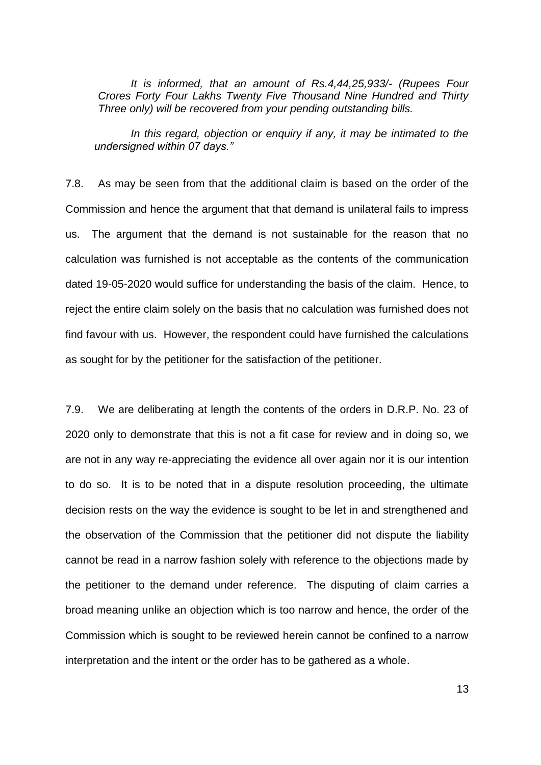*It is informed, that an amount of Rs.4,44,25,933/- (Rupees Four Crores Forty Four Lakhs Twenty Five Thousand Nine Hundred and Thirty Three only) will be recovered from your pending outstanding bills.*

*In this regard, objection or enquiry if any, it may be intimated to the undersigned within 07 days."*

7.8. As may be seen from that the additional claim is based on the order of the Commission and hence the argument that that demand is unilateral fails to impress us. The argument that the demand is not sustainable for the reason that no calculation was furnished is not acceptable as the contents of the communication dated 19-05-2020 would suffice for understanding the basis of the claim. Hence, to reject the entire claim solely on the basis that no calculation was furnished does not find favour with us. However, the respondent could have furnished the calculations as sought for by the petitioner for the satisfaction of the petitioner.

7.9. We are deliberating at length the contents of the orders in D.R.P. No. 23 of 2020 only to demonstrate that this is not a fit case for review and in doing so, we are not in any way re-appreciating the evidence all over again nor it is our intention to do so. It is to be noted that in a dispute resolution proceeding, the ultimate decision rests on the way the evidence is sought to be let in and strengthened and the observation of the Commission that the petitioner did not dispute the liability cannot be read in a narrow fashion solely with reference to the objections made by the petitioner to the demand under reference. The disputing of claim carries a broad meaning unlike an objection which is too narrow and hence, the order of the Commission which is sought to be reviewed herein cannot be confined to a narrow interpretation and the intent or the order has to be gathered as a whole.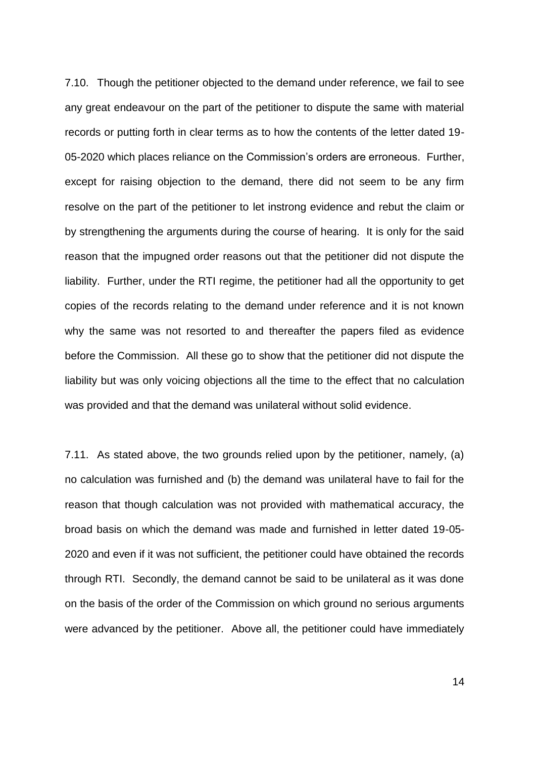7.10. Though the petitioner objected to the demand under reference, we fail to see any great endeavour on the part of the petitioner to dispute the same with material records or putting forth in clear terms as to how the contents of the letter dated 19-05-2020 which places reliance on the Commission's orders are erroneous. Further, except for raising objection to the demand, there did not seem to be any firm resolve on the part of the petitioner to let instrong evidence and rebut the claim or by strengthening the arguments during the course of hearing. It is only for the said reason that the impugned order reasons out that the petitioner did not dispute the liability. Further, under the RTI regime, the petitioner had all the opportunity to get copies of the records relating to the demand under reference and it is not known why the same was not resorted to and thereafter the papers filed as evidence before the Commission. All these go to show that the petitioner did not dispute the liability but was only voicing objections all the time to the effect that no calculation was provided and that the demand was unilateral without solid evidence.

7.11. As stated above, the two grounds relied upon by the petitioner, namely, (a) no calculation was furnished and (b) the demand was unilateral have to fail for the reason that though calculation was not provided with mathematical accuracy, the broad basis on which the demand was made and furnished in letter dated 19-05-2020 and even if it was not sufficient, the petitioner could have obtained the records through RTI. Secondly, the demand cannot be said to be unilateral as it was done on the basis of the order of the Commission on which ground no serious arguments were advanced by the petitioner. Above all, the petitioner could have immediately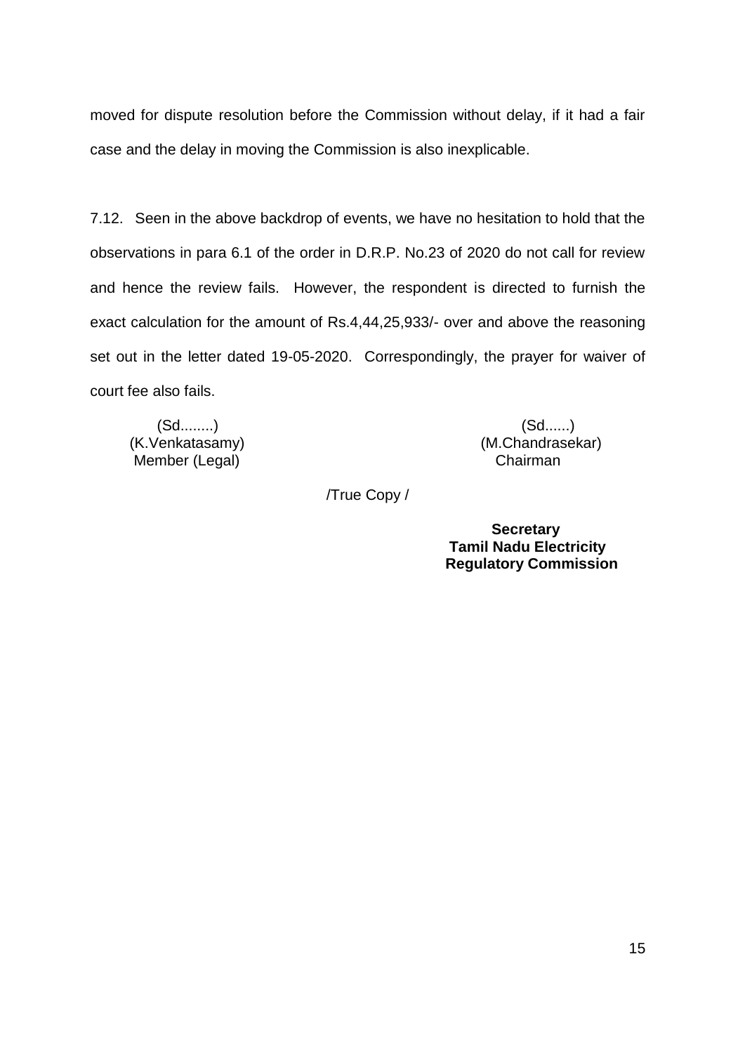moved for dispute resolution before the Commission without delay, if it had a fair case and the delay in moving the Commission is also inexplicable.

7.12. Seen in the above backdrop of events, we have no hesitation to hold that the observations in para 6.1 of the order in D.R.P. No.23 of 2020 do not call for review and hence the review fails. However, the respondent is directed to furnish the exact calculation for the amount of Rs.4,44,25,933/- over and above the reasoning set out in the letter dated 19-05-2020. Correspondingly, the prayer for waiver of court fee also fails.

| | |
|---|---|
| (Sd........) | (Sd......) |
| (K.Venkatasamy) | (M.Chandrasekar) |
| Member (Legal) | Chairman |

/True Copy /

**Secretary**
**Tamil Nadu Electricity**
**Regulatory Commission**